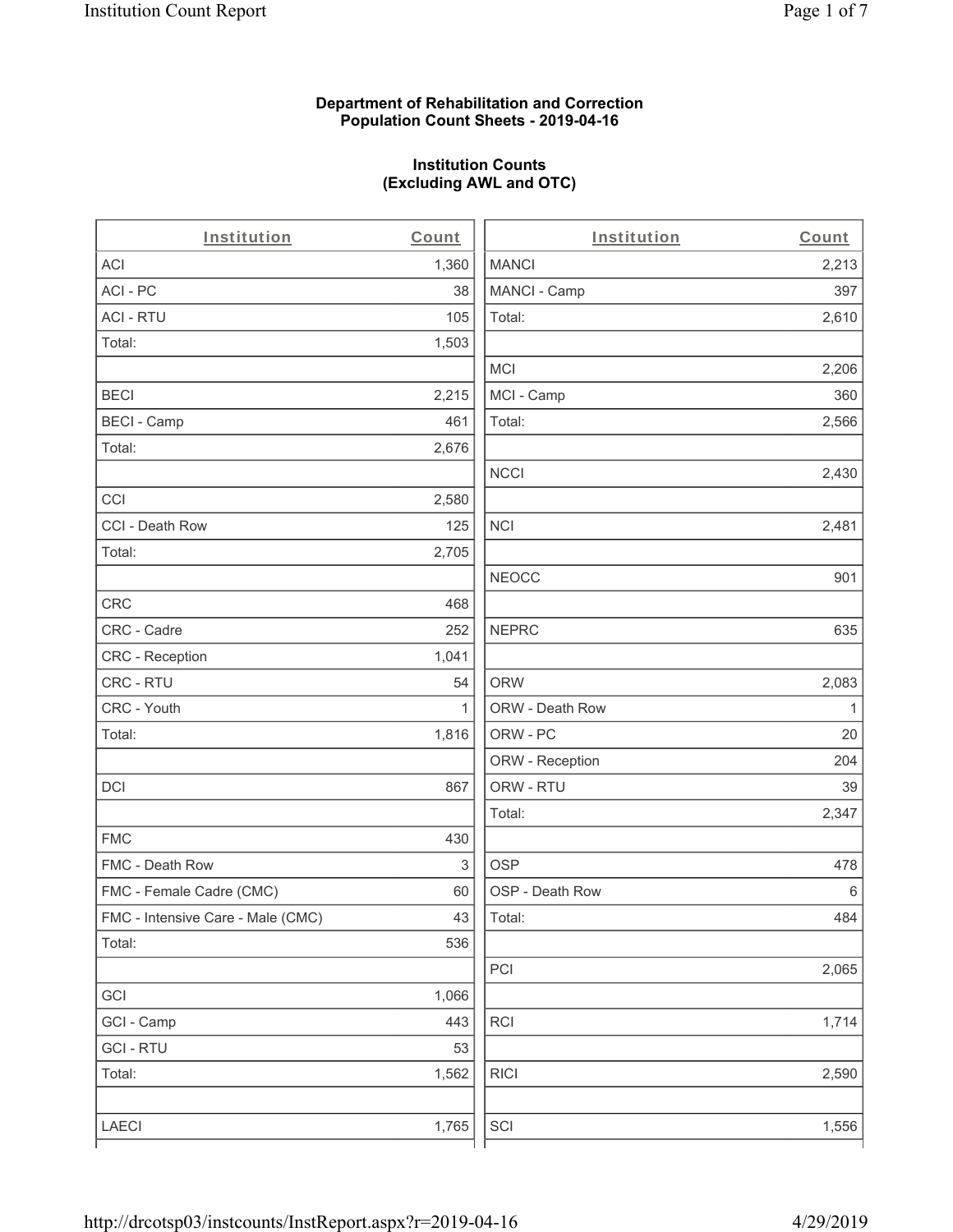**Department of Rehabilitation and Correction**
**Population Count Sheets - 2019-04-16**

**Institution Counts**
**(Excluding AWL and OTC)**

| Institution | Count |
|---|---|
| ACI | 1,360 |
| ACI - PC | 38 |
| ACI - RTU | 105 |
| Total: | 1,503 |
| | |
| BECI | 2,215 |
| BECI - Camp | 461 |
| Total: | 2,676 |
| | |
| CCI | 2,580 |
| CCI - Death Row | 125 |
| Total: | 2,705 |
| | |
| CRC | 468 |
| CRC - Cadre | 252 |
| CRC - Reception | 1,041 |
| CRC - RTU | 54 |
| CRC - Youth | 1 |
| Total: | 1,816 |
| | |
| DCI | 867 |
| | |
| FMC | 430 |
| FMC - Death Row | 3 |
| FMC - Female Cadre (CMC) | 60 |
| FMC - Intensive Care - Male (CMC) | 43 |
| Total: | 536 |
| | |
| GCI | 1,066 |
| GCI - Camp | 443 |
| GCI - RTU | 53 |
| Total: | 1,562 |
| | |
| LAECI | 1,765 |
| MANCI | 2,213 |
| MANCI - Camp | 397 |
| Total: | 2,610 |
| | |
| MCI | 2,206 |
| MCI - Camp | 360 |
| Total: | 2,566 |
| | |
| NCCI | 2,430 |
| | |
| NCI | 2,481 |
| | |
| NEOCC | 901 |
| | |
| NEPRC | 635 |
| | |
| ORW | 2,083 |
| ORW - Death Row | 1 |
| ORW - PC | 20 |
| ORW - Reception | 204 |
| ORW - RTU | 39 |
| Total: | 2,347 |
| | |
| OSP | 478 |
| OSP - Death Row | 6 |
| Total: | 484 |
| | |
| PCI | 2,065 |
| | |
| RCI | 1,714 |
| | |
| RICI | 2,590 |
| | |
| SCI | 1,556 |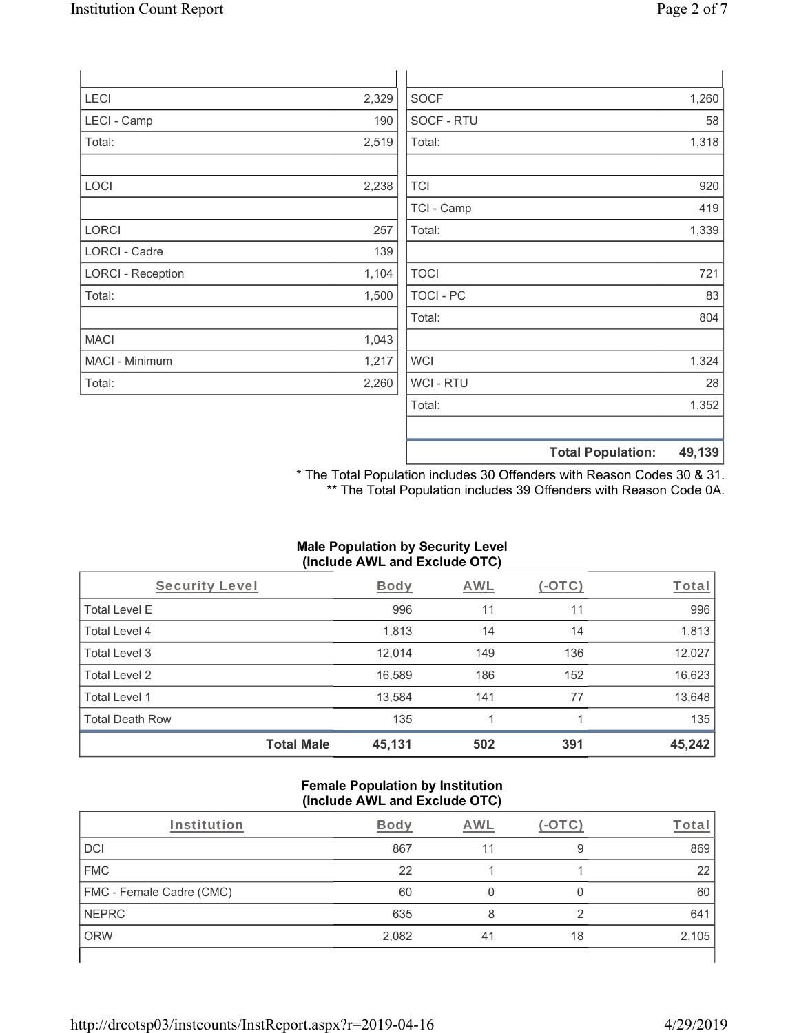| | |
|---|---|
| LECI | 2,329 |
| LECI - Camp | 190 |
| Total: | 2,519 |
| | |
| LOCI | 2,238 |
| | |
| LORCI | 257 |
| LORCI - Cadre | 139 |
| LORCI - Reception | 1,104 |
| Total: | 1,500 |
| | |
| MACI | 1,043 |
| MACI - Minimum | 1,217 |
| Total: | 2,260 |

| | |
|---|---|
| SOCF | 1,260 |
| SOCF - RTU | 58 |
| Total: | 1,318 |
| | |
| TCI | 920 |
| TCI - Camp | 419 |
| Total: | 1,339 |
| | |
| TOCI | 721 |
| TOCI - PC | 83 |
| Total: | 804 |
| | |
| WCI | 1,324 |
| WCI - RTU | 28 |
| Total: | 1,352 |
| | |
| **Total Population:** | **49,139** |

\* The Total Population includes 30 Offenders with Reason Codes 30 & 31.
\** The Total Population includes 39 Offenders with Reason Code 0A.

**Male Population by Security Level (Include AWL and Exclude OTC)**

| Security Level | Body | AWL | (-OTC) | Total |
|---|---|---|---|---|
| Total Level E | 996 | 11 | 11 | 996 |
| Total Level 4 | 1,813 | 14 | 14 | 1,813 |
| Total Level 3 | 12,014 | 149 | 136 | 12,027 |
| Total Level 2 | 16,589 | 186 | 152 | 16,623 |
| Total Level 1 | 13,584 | 141 | 77 | 13,648 |
| Total Death Row | 135 | 1 | 1 | 135 |
| **Total Male** | **45,131** | **502** | **391** | **45,242** |

**Female Population by Institution (Include AWL and Exclude OTC)**

| Institution | Body | AWL | (-OTC) | Total |
|---|---|---|---|---|
| DCI | 867 | 11 | 9 | 869 |
| FMC | 22 | 1 | 1 | 22 |
| FMC - Female Cadre (CMC) | 60 | 0 | 0 | 60 |
| NEPRC | 635 | 8 | 2 | 641 |
| ORW | 2,082 | 41 | 18 | 2,105 |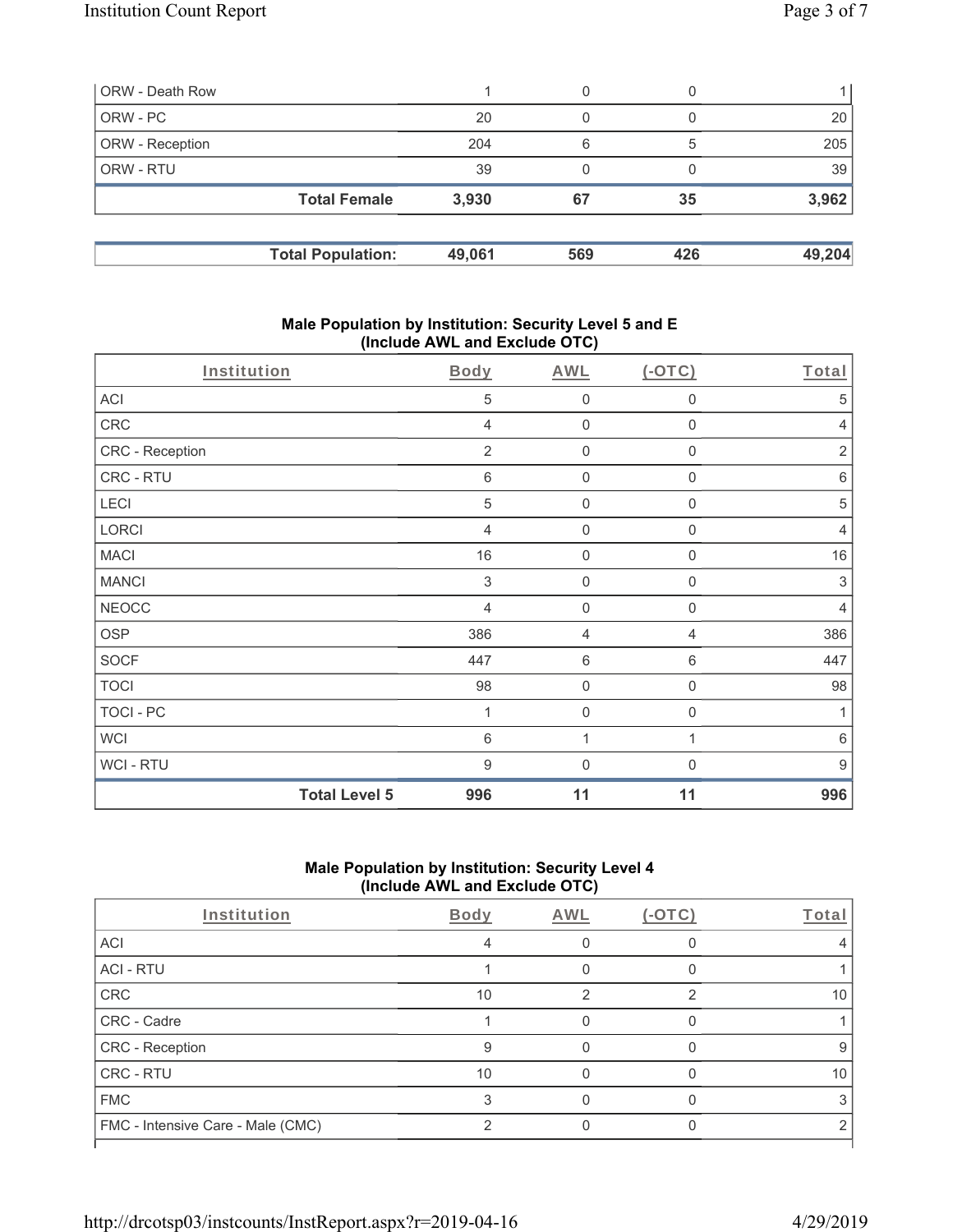| | | | | |
|---|---|---|---|---|
| ORW - Death Row | 1 | 0 | 0 | 1 |
| ORW - PC | 20 | 0 | 0 | 20 |
| ORW - Reception | 204 | 6 | 5 | 205 |
| ORW - RTU | 39 | 0 | 0 | 39 |
| **Total Female** | **3,930** | **67** | **35** | **3,962** |

| | | | | |
|---|---|---|---|---|
| **Total Population:** | **49,061** | **569** | **426** | **49,204** |

### Male Population by Institution: Security Level 5 and E (Include AWL and Exclude OTC)

| Institution | Body | AWL | (-OTC) | Total |
|---|---|---|---|---|
| ACI | 5 | 0 | 0 | 5 |
| CRC | 4 | 0 | 0 | 4 |
| CRC - Reception | 2 | 0 | 0 | 2 |
| CRC - RTU | 6 | 0 | 0 | 6 |
| LECI | 5 | 0 | 0 | 5 |
| LORCI | 4 | 0 | 0 | 4 |
| MACI | 16 | 0 | 0 | 16 |
| MANCI | 3 | 0 | 0 | 3 |
| NEOCC | 4 | 0 | 0 | 4 |
| OSP | 386 | 4 | 4 | 386 |
| SOCF | 447 | 6 | 6 | 447 |
| TOCI | 98 | 0 | 0 | 98 |
| TOCI - PC | 1 | 0 | 0 | 1 |
| WCI | 6 | 1 | 1 | 6 |
| WCI - RTU | 9 | 0 | 0 | 9 |
| **Total Level 5** | **996** | **11** | **11** | **996** |

### Male Population by Institution: Security Level 4 (Include AWL and Exclude OTC)

| Institution | Body | AWL | (-OTC) | Total |
|---|---|---|---|---|
| ACI | 4 | 0 | 0 | 4 |
| ACI - RTU | 1 | 0 | 0 | 1 |
| CRC | 10 | 2 | 2 | 10 |
| CRC - Cadre | 1 | 0 | 0 | 1 |
| CRC - Reception | 9 | 0 | 0 | 9 |
| CRC - RTU | 10 | 0 | 0 | 10 |
| FMC | 3 | 0 | 0 | 3 |
| FMC - Intensive Care - Male (CMC) | 2 | 0 | 0 | 2 |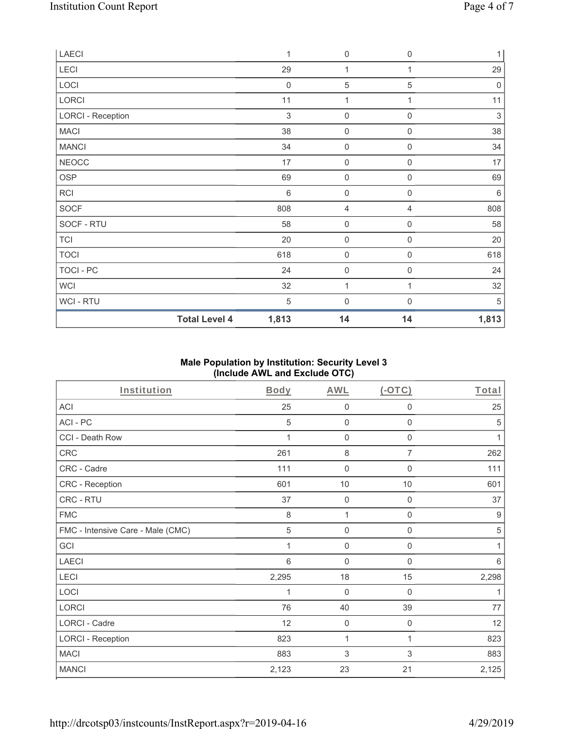| Institution | Body | AWL | (-OTC) | Total |
|---|---|---|---|---|
| LAECI | 1 | 0 | 0 | 1 |
| LECI | 29 | 1 | 1 | 29 |
| LOCI | 0 | 5 | 5 | 0 |
| LORCI | 11 | 1 | 1 | 11 |
| LORCI - Reception | 3 | 0 | 0 | 3 |
| MACI | 38 | 0 | 0 | 38 |
| MANCI | 34 | 0 | 0 | 34 |
| NEOCC | 17 | 0 | 0 | 17 |
| OSP | 69 | 0 | 0 | 69 |
| RCI | 6 | 0 | 0 | 6 |
| SOCF | 808 | 4 | 4 | 808 |
| SOCF - RTU | 58 | 0 | 0 | 58 |
| TCI | 20 | 0 | 0 | 20 |
| TOCI | 618 | 0 | 0 | 618 |
| TOCI - PC | 24 | 0 | 0 | 24 |
| WCI | 32 | 1 | 1 | 32 |
| WCI - RTU | 5 | 0 | 0 | 5 |
| **Total Level 4** | **1,813** | **14** | **14** | **1,813** |

## Male Population by Institution: Security Level 3 (Include AWL and Exclude OTC)

| Institution | Body | AWL | (-OTC) | Total |
|---|---|---|---|---|
| ACI | 25 | 0 | 0 | 25 |
| ACI - PC | 5 | 0 | 0 | 5 |
| CCI - Death Row | 1 | 0 | 0 | 1 |
| CRC | 261 | 8 | 7 | 262 |
| CRC - Cadre | 111 | 0 | 0 | 111 |
| CRC - Reception | 601 | 10 | 10 | 601 |
| CRC - RTU | 37 | 0 | 0 | 37 |
| FMC | 8 | 1 | 0 | 9 |
| FMC - Intensive Care - Male (CMC) | 5 | 0 | 0 | 5 |
| GCI | 1 | 0 | 0 | 1 |
| LAECI | 6 | 0 | 0 | 6 |
| LECI | 2,295 | 18 | 15 | 2,298 |
| LOCI | 1 | 0 | 0 | 1 |
| LORCI | 76 | 40 | 39 | 77 |
| LORCI - Cadre | 12 | 0 | 0 | 12 |
| LORCI - Reception | 823 | 1 | 1 | 823 |
| MACI | 883 | 3 | 3 | 883 |
| MANCI | 2,123 | 23 | 21 | 2,125 |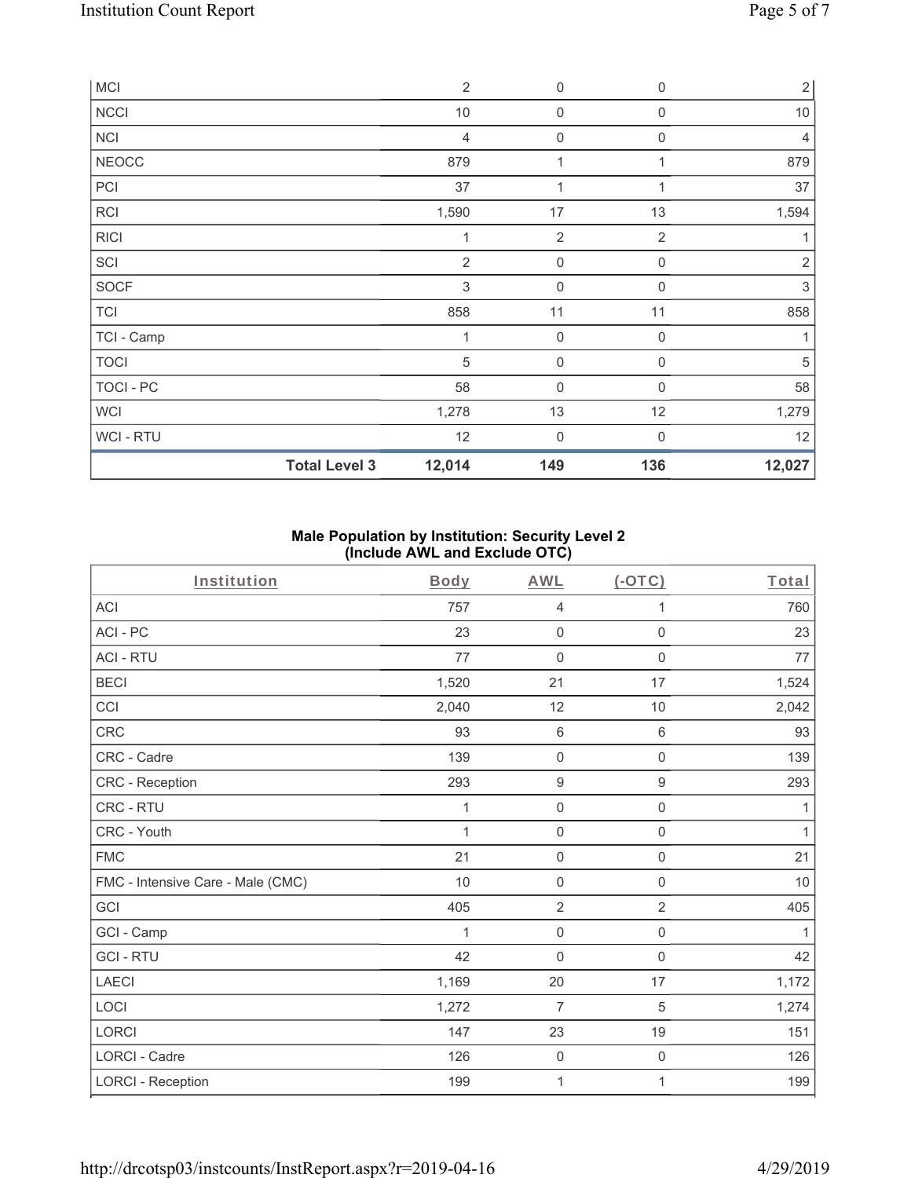| MCI | 2 | 0 | 0 | 2 |
|---|---|---|---|---|
| NCCI | 10 | 0 | 0 | 10 |
| NCI | 4 | 0 | 0 | 4 |
| NEOCC | 879 | 1 | 1 | 879 |
| PCI | 37 | 1 | 1 | 37 |
| RCI | 1,590 | 17 | 13 | 1,594 |
| RICI | 1 | 2 | 2 | 1 |
| SCI | 2 | 0 | 0 | 2 |
| SOCF | 3 | 0 | 0 | 3 |
| TCI | 858 | 11 | 11 | 858 |
| TCI - Camp | 1 | 0 | 0 | 1 |
| TOCI | 5 | 0 | 0 | 5 |
| TOCI - PC | 58 | 0 | 0 | 58 |
| WCI | 1,278 | 13 | 12 | 1,279 |
| WCI - RTU | 12 | 0 | 0 | 12 |
| **Total Level 3** | **12,014** | **149** | **136** | **12,027** |

## Male Population by Institution: Security Level 2 (Include AWL and Exclude OTC)

| Institution | Body | AWL | (-OTC) | Total |
|---|---|---|---|---|
| ACI | 757 | 4 | 1 | 760 |
| ACI - PC | 23 | 0 | 0 | 23 |
| ACI - RTU | 77 | 0 | 0 | 77 |
| BECI | 1,520 | 21 | 17 | 1,524 |
| CCI | 2,040 | 12 | 10 | 2,042 |
| CRC | 93 | 6 | 6 | 93 |
| CRC - Cadre | 139 | 0 | 0 | 139 |
| CRC - Reception | 293 | 9 | 9 | 293 |
| CRC - RTU | 1 | 0 | 0 | 1 |
| CRC - Youth | 1 | 0 | 0 | 1 |
| FMC | 21 | 0 | 0 | 21 |
| FMC - Intensive Care - Male (CMC) | 10 | 0 | 0 | 10 |
| GCI | 405 | 2 | 2 | 405 |
| GCI - Camp | 1 | 0 | 0 | 1 |
| GCI - RTU | 42 | 0 | 0 | 42 |
| LAECI | 1,169 | 20 | 17 | 1,172 |
| LOCI | 1,272 | 7 | 5 | 1,274 |
| LORCI | 147 | 23 | 19 | 151 |
| LORCI - Cadre | 126 | 0 | 0 | 126 |
| LORCI - Reception | 199 | 1 | 1 | 199 |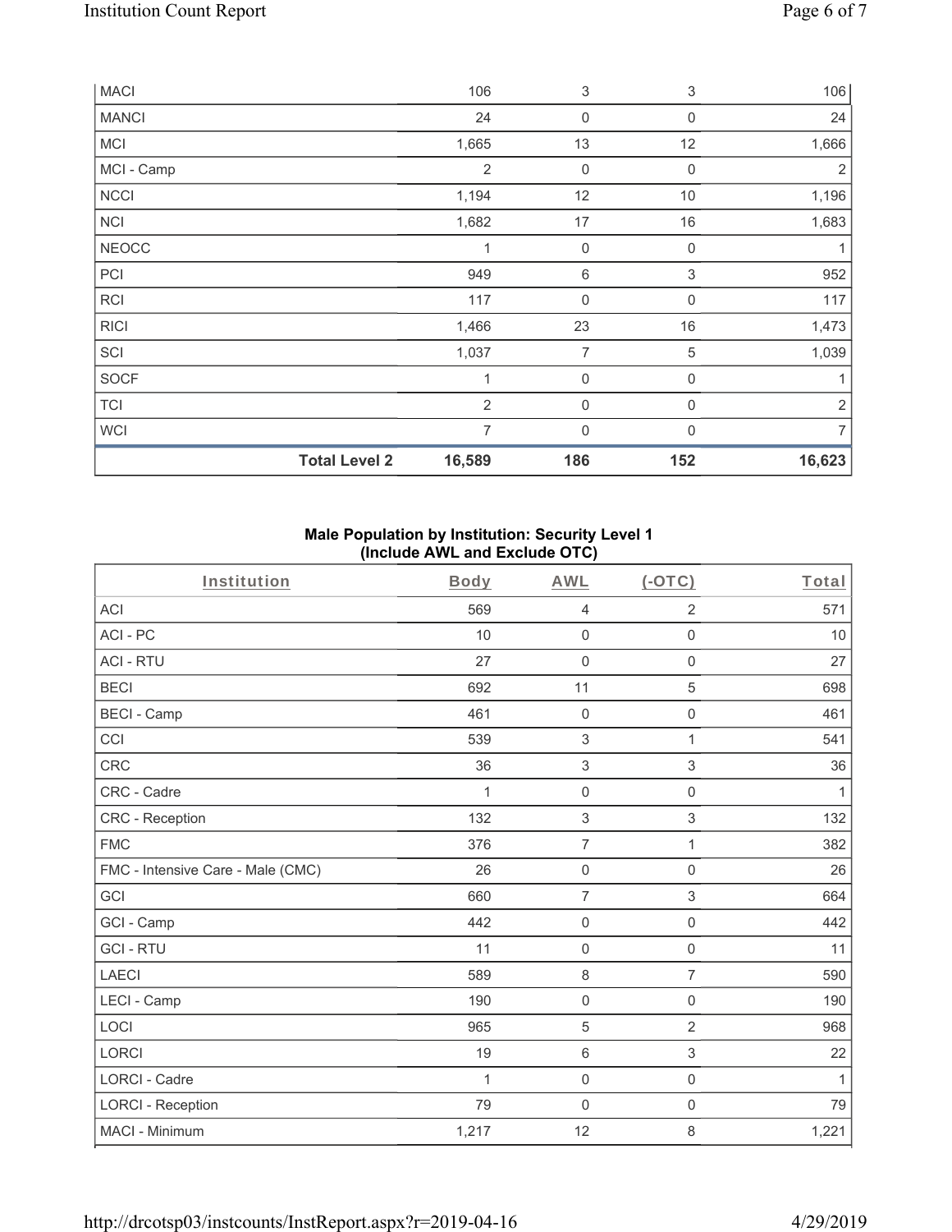| MACI | | 106 | 3 | 3 | 106 |
|---|---|---|---|---|---|
| MANCI | | 24 | 0 | 0 | 24 |
| MCI | | 1,665 | 13 | 12 | 1,666 |
| MCI - Camp | | 2 | 0 | 0 | 2 |
| NCCI | | 1,194 | 12 | 10 | 1,196 |
| NCI | | 1,682 | 17 | 16 | 1,683 |
| NEOCC | | 1 | 0 | 0 | 1 |
| PCI | | 949 | 6 | 3 | 952 |
| RCI | | 117 | 0 | 0 | 117 |
| RICI | | 1,466 | 23 | 16 | 1,473 |
| SCI | | 1,037 | 7 | 5 | 1,039 |
| SOCF | | 1 | 0 | 0 | 1 |
| TCI | | 2 | 0 | 0 | 2 |
| WCI | | 7 | 0 | 0 | 7 |
| | **Total Level 2** | **16,589** | **186** | **152** | **16,623** |

**Male Population by Institution: Security Level 1 (Include AWL and Exclude OTC)**

| Institution | Body | AWL | (-OTC) | Total |
|---|---|---|---|---|
| ACI | 569 | 4 | 2 | 571 |
| ACI - PC | 10 | 0 | 0 | 10 |
| ACI - RTU | 27 | 0 | 0 | 27 |
| BECI | 692 | 11 | 5 | 698 |
| BECI - Camp | 461 | 0 | 0 | 461 |
| CCI | 539 | 3 | 1 | 541 |
| CRC | 36 | 3 | 3 | 36 |
| CRC - Cadre | 1 | 0 | 0 | 1 |
| CRC - Reception | 132 | 3 | 3 | 132 |
| FMC | 376 | 7 | 1 | 382 |
| FMC - Intensive Care - Male (CMC) | 26 | 0 | 0 | 26 |
| GCI | 660 | 7 | 3 | 664 |
| GCI - Camp | 442 | 0 | 0 | 442 |
| GCI - RTU | 11 | 0 | 0 | 11 |
| LAECI | 589 | 8 | 7 | 590 |
| LECI - Camp | 190 | 0 | 0 | 190 |
| LOCI | 965 | 5 | 2 | 968 |
| LORCI | 19 | 6 | 3 | 22 |
| LORCI - Cadre | 1 | 0 | 0 | 1 |
| LORCI - Reception | 79 | 0 | 0 | 79 |
| MACI - Minimum | 1,217 | 12 | 8 | 1,221 |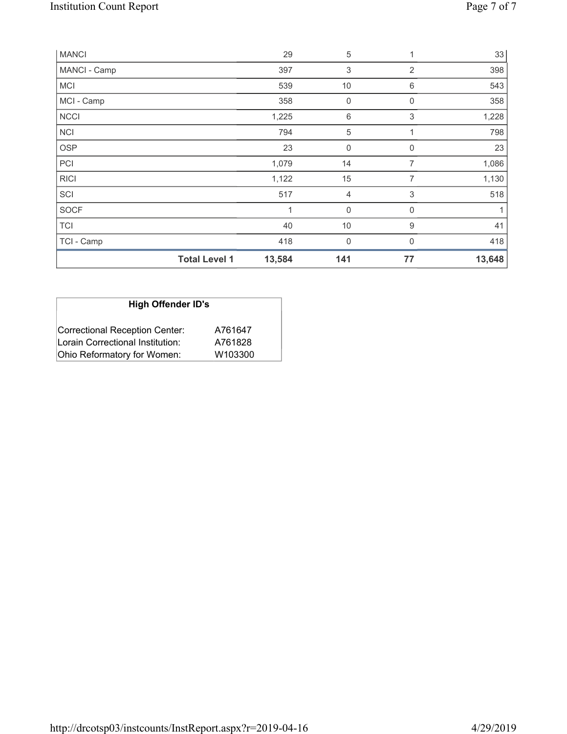| | | | | |
|---|---|---|---|---|
| MANCI | 29 | 5 | 1 | 33 |
| MANCI - Camp | 397 | 3 | 2 | 398 |
| MCI | 539 | 10 | 6 | 543 |
| MCI - Camp | 358 | 0 | 0 | 358 |
| NCCI | 1,225 | 6 | 3 | 1,228 |
| NCI | 794 | 5 | 1 | 798 |
| OSP | 23 | 0 | 0 | 23 |
| PCI | 1,079 | 14 | 7 | 1,086 |
| RICI | 1,122 | 15 | 7 | 1,130 |
| SCI | 517 | 4 | 3 | 518 |
| SOCF | 1 | 0 | 0 | 1 |
| TCI | 40 | 10 | 9 | 41 |
| TCI - Camp | 418 | 0 | 0 | 418 |
| **Total Level 1** | **13,584** | **141** | **77** | **13,648** |

| High Offender ID's | |
|---|---|
| Correctional Reception Center: | A761647 |
| Lorain Correctional Institution: | A761828 |
| Ohio Reformatory for Women: | W103300 |